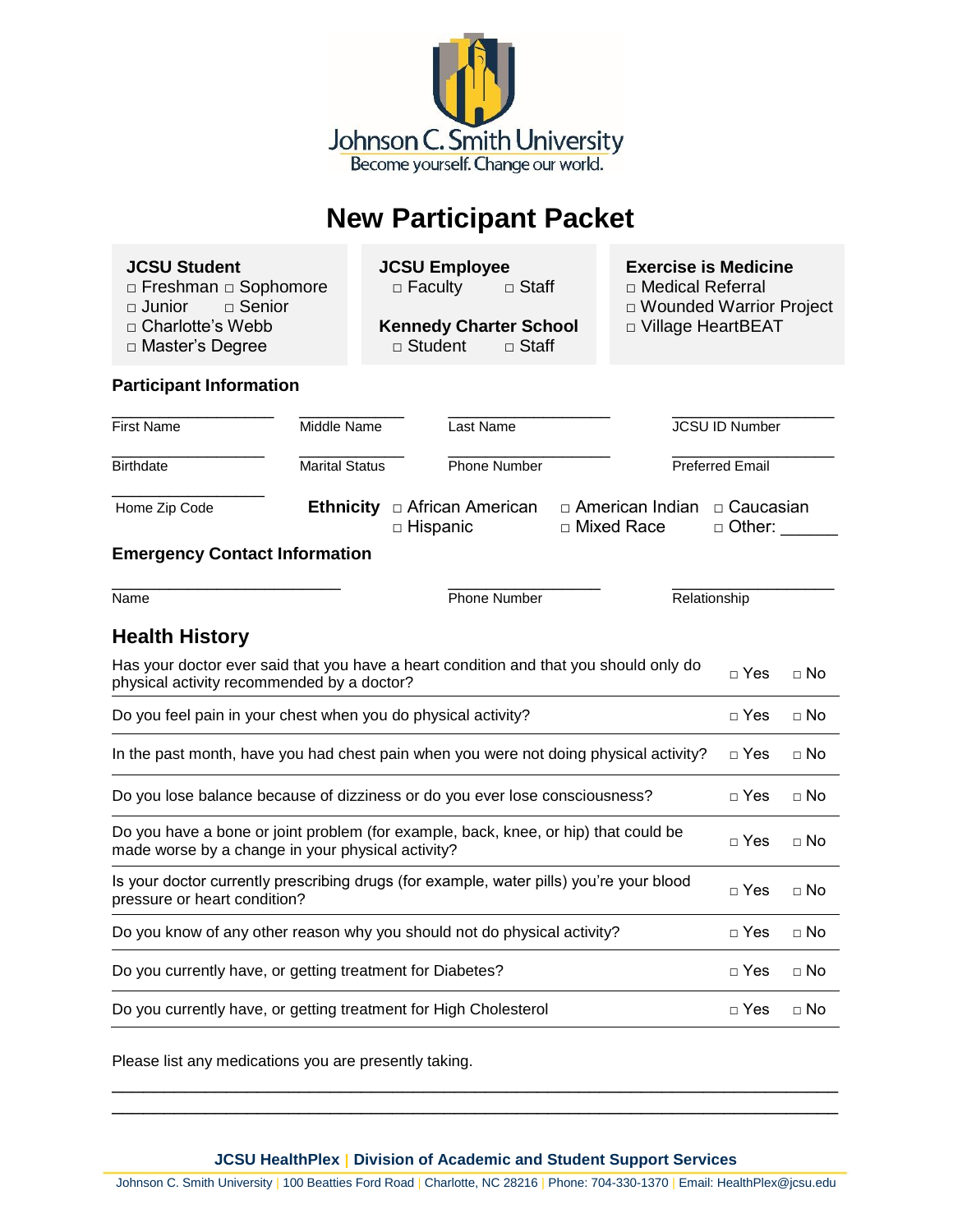Johnson C. Smith University

Become yourself. Change our world.

# New Participant Packet

**JCSU Student**
- □ Freshman □ Sophomore
- □ Junior □ Senior
- □ Charlotte's Webb
- □ Master's Degree

**JCSU Employee**
- □ Faculty □ Staff

**Kennedy Charter School**
- □ Student □ Staff

**Exercise is Medicine**
- □ Medical Referral
- □ Wounded Warrior Project
- □ Village HeartBEAT

### Participant Information

| First Name | Middle Name | Last Name | JCSU ID Number |
|---|---|---|---|
| Birthdate | Marital Status | Phone Number | Preferred Email |

Home Zip Code

**Ethnicity** □ African American □ American Indian □ Caucasian □ Hispanic □ Mixed Race □ Other: ______

### Emergency Contact Information

| Name | Phone Number | Relationship |
|---|---|---|

## Health History

| Question | | |
|---|---|---|
| Has your doctor ever said that you have a heart condition and that you should only do physical activity recommended by a doctor? | □ Yes | □ No |
| Do you feel pain in your chest when you do physical activity? | □ Yes | □ No |
| In the past month, have you had chest pain when you were not doing physical activity? | □ Yes | □ No |
| Do you lose balance because of dizziness or do you ever lose consciousness? | □ Yes | □ No |
| Do you have a bone or joint problem (for example, back, knee, or hip) that could be made worse by a change in your physical activity? | □ Yes | □ No |
| Is your doctor currently prescribing drugs (for example, water pills) you're your blood pressure or heart condition? | □ Yes | □ No |
| Do you know of any other reason why you should not do physical activity? | □ Yes | □ No |
| Do you currently have, or getting treatment for Diabetes? | □ Yes | □ No |
| Do you currently have, or getting treatment for High Cholesterol | □ Yes | □ No |

Please list any medications you are presently taking.

______________________________________________________________________

______________________________________________________________________

**JCSU HealthPlex | Division of Academic and Student Support Services**

Johnson C. Smith University | 100 Beatties Ford Road | Charlotte, NC 28216 | Phone: 704-330-1370 | Email: HealthPlex@jcsu.edu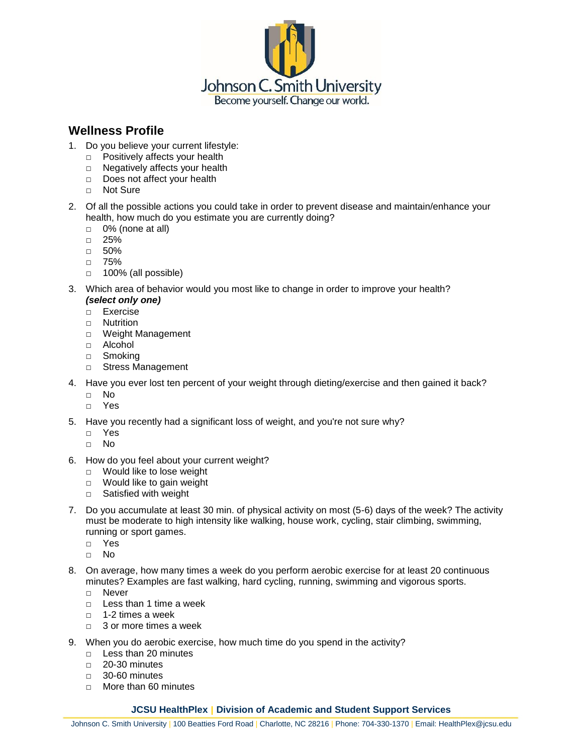## Wellness Profile

1. Do you believe your current lifestyle:
   - □ Positively affects your health
   - □ Negatively affects your health
   - □ Does not affect your health
   - □ Not Sure

2. Of all the possible actions you could take in order to prevent disease and maintain/enhance your health, how much do you estimate you are currently doing?
   - □ 0% (none at all)
   - □ 25%
   - □ 50%
   - □ 75%
   - □ 100% (all possible)

3. Which area of behavior would you most like to change in order to improve your health? ***(select only one)***
   - □ Exercise
   - □ Nutrition
   - □ Weight Management
   - □ Alcohol
   - □ Smoking
   - □ Stress Management

4. Have you ever lost ten percent of your weight through dieting/exercise and then gained it back?
   - □ No
   - □ Yes

5. Have you recently had a significant loss of weight, and you're not sure why?
   - □ Yes
   - □ No

6. How do you feel about your current weight?
   - □ Would like to lose weight
   - □ Would like to gain weight
   - □ Satisfied with weight

7. Do you accumulate at least 30 min. of physical activity on most (5-6) days of the week? The activity must be moderate to high intensity like walking, house work, cycling, stair climbing, swimming, running or sport games.
   - □ Yes
   - □ No

8. On average, how many times a week do you perform aerobic exercise for at least 20 continuous minutes? Examples are fast walking, hard cycling, running, swimming and vigorous sports.
   - □ Never
   - □ Less than 1 time a week
   - □ 1-2 times a week
   - □ 3 or more times a week

9. When you do aerobic exercise, how much time do you spend in the activity?
   - □ Less than 20 minutes
   - □ 20-30 minutes
   - □ 30-60 minutes
   - □ More than 60 minutes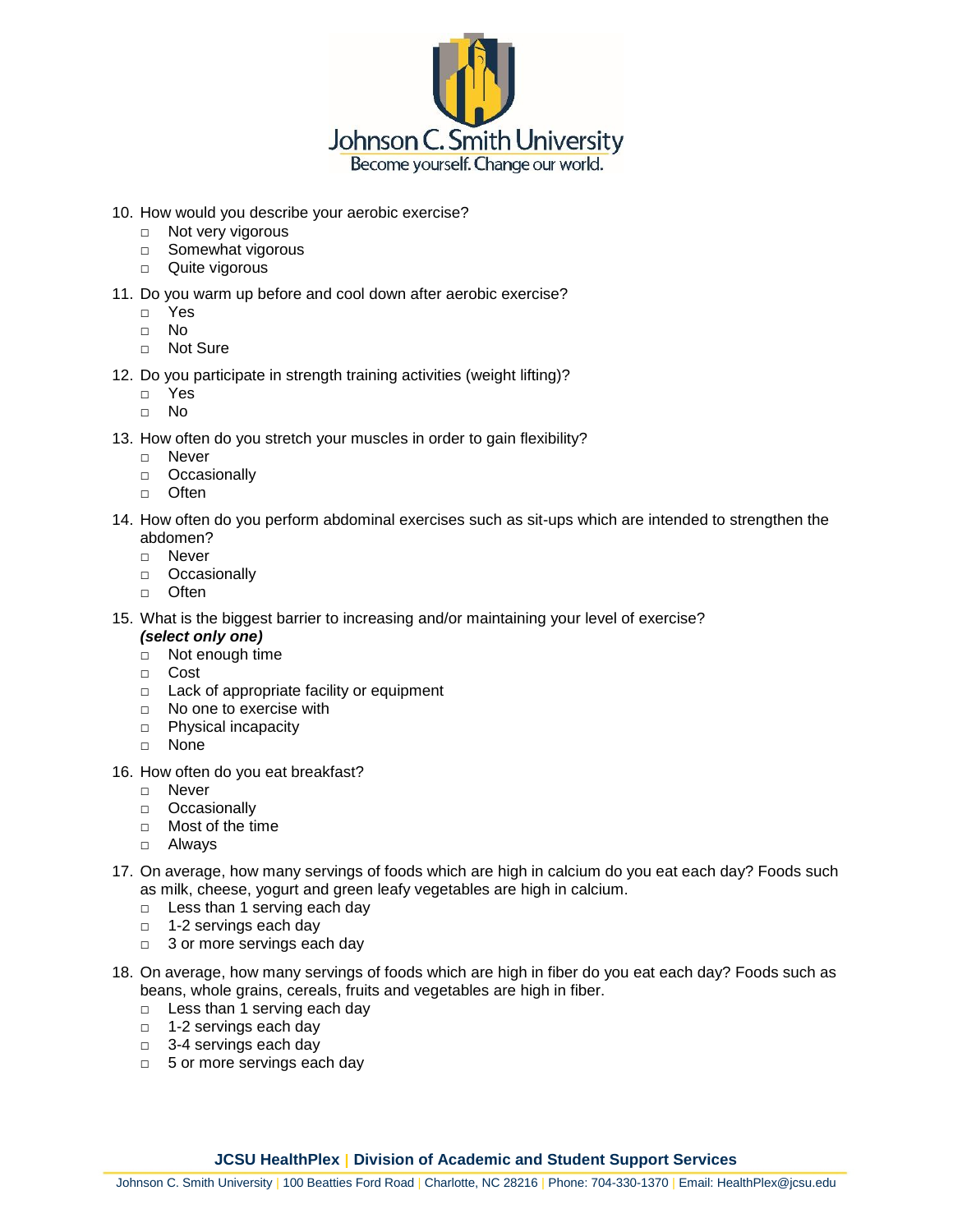10. How would you describe your aerobic exercise?
    - □ Not very vigorous
    - □ Somewhat vigorous
    - □ Quite vigorous
11. Do you warm up before and cool down after aerobic exercise?
    - □ Yes
    - □ No
    - □ Not Sure
12. Do you participate in strength training activities (weight lifting)?
    - □ Yes
    - □ No
13. How often do you stretch your muscles in order to gain flexibility?
    - □ Never
    - □ Occasionally
    - □ Often
14. How often do you perform abdominal exercises such as sit-ups which are intended to strengthen the abdomen?
    - □ Never
    - □ Occasionally
    - □ Often
15. What is the biggest barrier to increasing and/or maintaining your level of exercise? ***(select only one)***
    - □ Not enough time
    - □ Cost
    - □ Lack of appropriate facility or equipment
    - □ No one to exercise with
    - □ Physical incapacity
    - □ None
16. How often do you eat breakfast?
    - □ Never
    - □ Occasionally
    - □ Most of the time
    - □ Always
17. On average, how many servings of foods which are high in calcium do you eat each day? Foods such as milk, cheese, yogurt and green leafy vegetables are high in calcium.
    - □ Less than 1 serving each day
    - □ 1-2 servings each day
    - □ 3 or more servings each day
18. On average, how many servings of foods which are high in fiber do you eat each day? Foods such as beans, whole grains, cereals, fruits and vegetables are high in fiber.
    - □ Less than 1 serving each day
    - □ 1-2 servings each day
    - □ 3-4 servings each day
    - □ 5 or more servings each day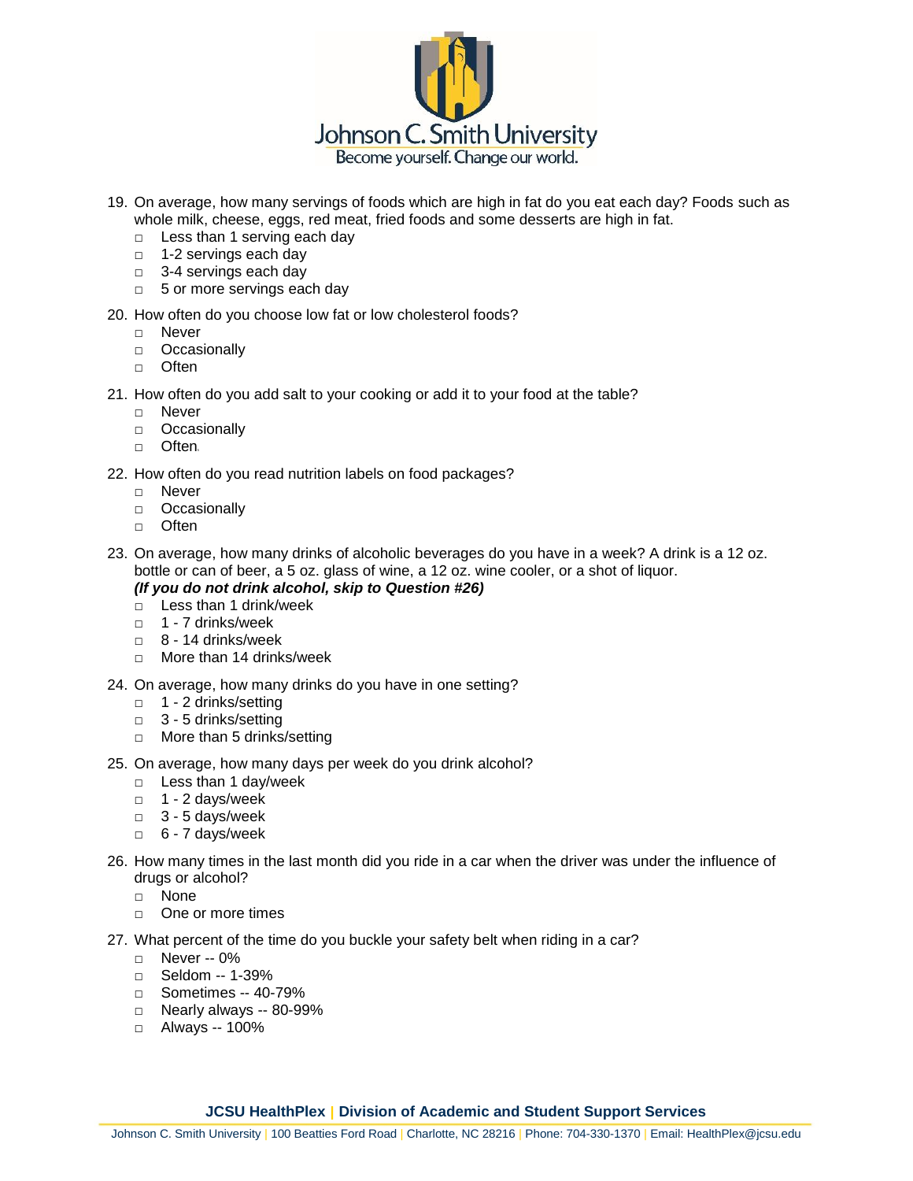19. On average, how many servings of foods which are high in fat do you eat each day? Foods such as whole milk, cheese, eggs, red meat, fried foods and some desserts are high in fat.
    - □ Less than 1 serving each day
    - □ 1-2 servings each day
    - □ 3-4 servings each day
    - □ 5 or more servings each day

20. How often do you choose low fat or low cholesterol foods?
    - □ Never
    - □ Occasionally
    - □ Often

21. How often do you add salt to your cooking or add it to your food at the table?
    - □ Never
    - □ Occasionally
    - □ Often.

22. How often do you read nutrition labels on food packages?
    - □ Never
    - □ Occasionally
    - □ Often

23. On average, how many drinks of alcoholic beverages do you have in a week? A drink is a 12 oz. bottle or can of beer, a 5 oz. glass of wine, a 12 oz. wine cooler, or a shot of liquor.
    ***(If you do not drink alcohol, skip to Question #26)***
    - □ Less than 1 drink/week
    - □ 1 - 7 drinks/week
    - □ 8 - 14 drinks/week
    - □ More than 14 drinks/week

24. On average, how many drinks do you have in one setting?
    - □ 1 - 2 drinks/setting
    - □ 3 - 5 drinks/setting
    - □ More than 5 drinks/setting

25. On average, how many days per week do you drink alcohol?
    - □ Less than 1 day/week
    - □ 1 - 2 days/week
    - □ 3 - 5 days/week
    - □ 6 - 7 days/week

26. How many times in the last month did you ride in a car when the driver was under the influence of drugs or alcohol?
    - □ None
    - □ One or more times

27. What percent of the time do you buckle your safety belt when riding in a car?
    - □ Never -- 0%
    - □ Seldom -- 1-39%
    - □ Sometimes -- 40-79%
    - □ Nearly always -- 80-99%
    - □ Always -- 100%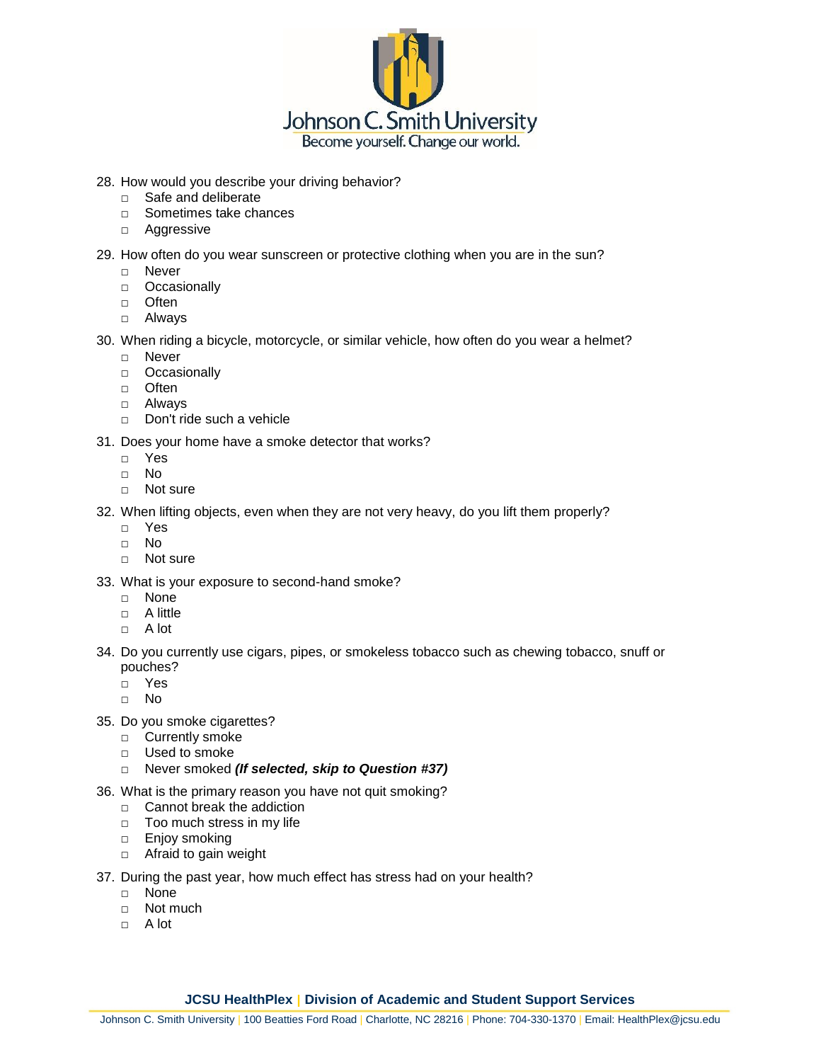28. How would you describe your driving behavior?
    - □ Safe and deliberate
    - □ Sometimes take chances
    - □ Aggressive

29. How often do you wear sunscreen or protective clothing when you are in the sun?
    - □ Never
    - □ Occasionally
    - □ Often
    - □ Always

30. When riding a bicycle, motorcycle, or similar vehicle, how often do you wear a helmet?
    - □ Never
    - □ Occasionally
    - □ Often
    - □ Always
    - □ Don't ride such a vehicle

31. Does your home have a smoke detector that works?
    - □ Yes
    - □ No
    - □ Not sure

32. When lifting objects, even when they are not very heavy, do you lift them properly?
    - □ Yes
    - □ No
    - □ Not sure

33. What is your exposure to second-hand smoke?
    - □ None
    - □ A little
    - □ A lot

34. Do you currently use cigars, pipes, or smokeless tobacco such as chewing tobacco, snuff or pouches?
    - □ Yes
    - □ No

35. Do you smoke cigarettes?
    - □ Currently smoke
    - □ Used to smoke
    - □ Never smoked ***(If selected, skip to Question #37)***

36. What is the primary reason you have not quit smoking?
    - □ Cannot break the addiction
    - □ Too much stress in my life
    - □ Enjoy smoking
    - □ Afraid to gain weight

37. During the past year, how much effect has stress had on your health?
    - □ None
    - □ Not much
    - □ A lot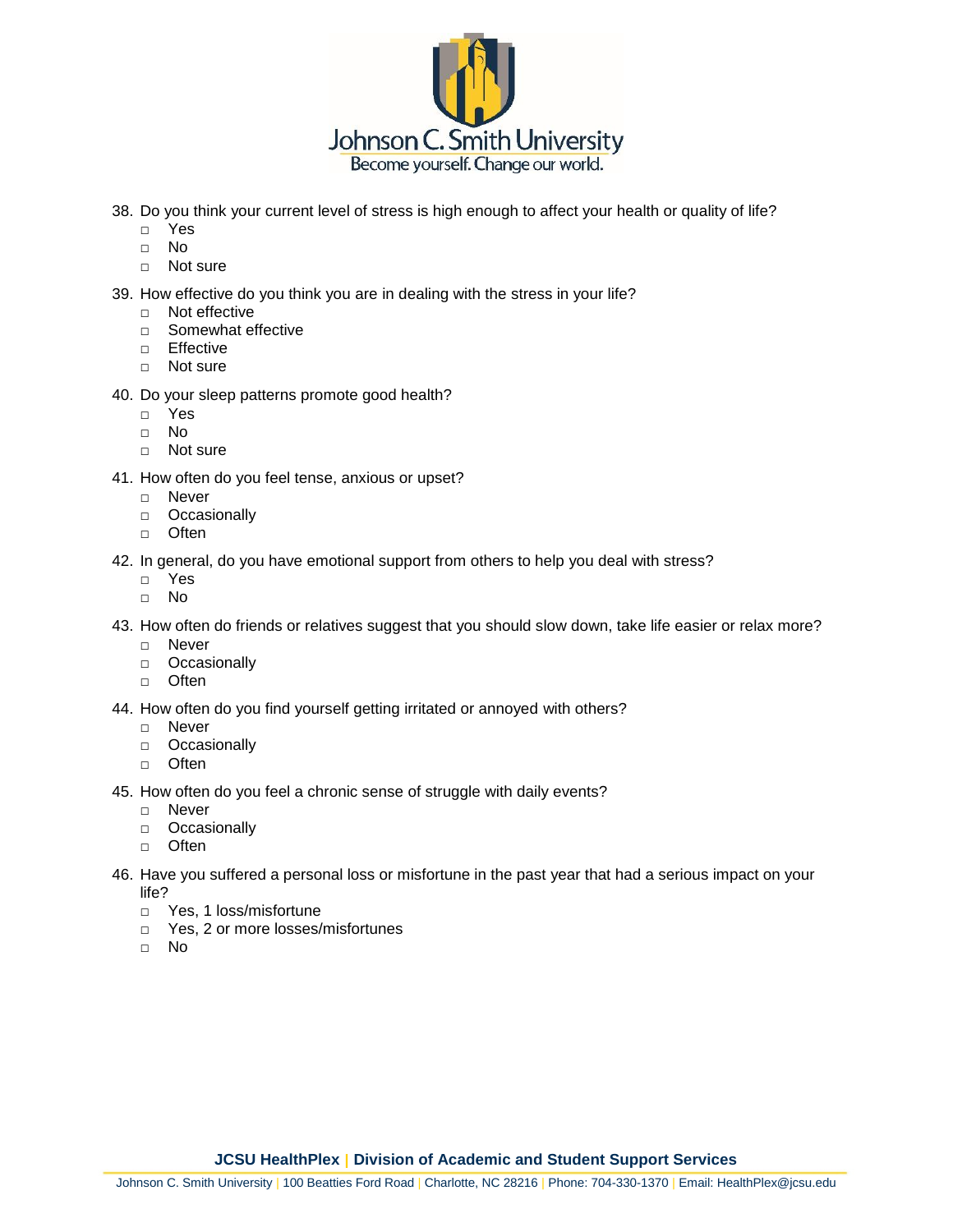38. Do you think your current level of stress is high enough to affect your health or quality of life?
    - □ Yes
    - □ No
    - □ Not sure

39. How effective do you think you are in dealing with the stress in your life?
    - □ Not effective
    - □ Somewhat effective
    - □ Effective
    - □ Not sure

40. Do your sleep patterns promote good health?
    - □ Yes
    - □ No
    - □ Not sure

41. How often do you feel tense, anxious or upset?
    - □ Never
    - □ Occasionally
    - □ Often

42. In general, do you have emotional support from others to help you deal with stress?
    - □ Yes
    - □ No

43. How often do friends or relatives suggest that you should slow down, take life easier or relax more?
    - □ Never
    - □ Occasionally
    - □ Often

44. How often do you find yourself getting irritated or annoyed with others?
    - □ Never
    - □ Occasionally
    - □ Often

45. How often do you feel a chronic sense of struggle with daily events?
    - □ Never
    - □ Occasionally
    - □ Often

46. Have you suffered a personal loss or misfortune in the past year that had a serious impact on your life?
    - □ Yes, 1 loss/misfortune
    - □ Yes, 2 or more losses/misfortunes
    - □ No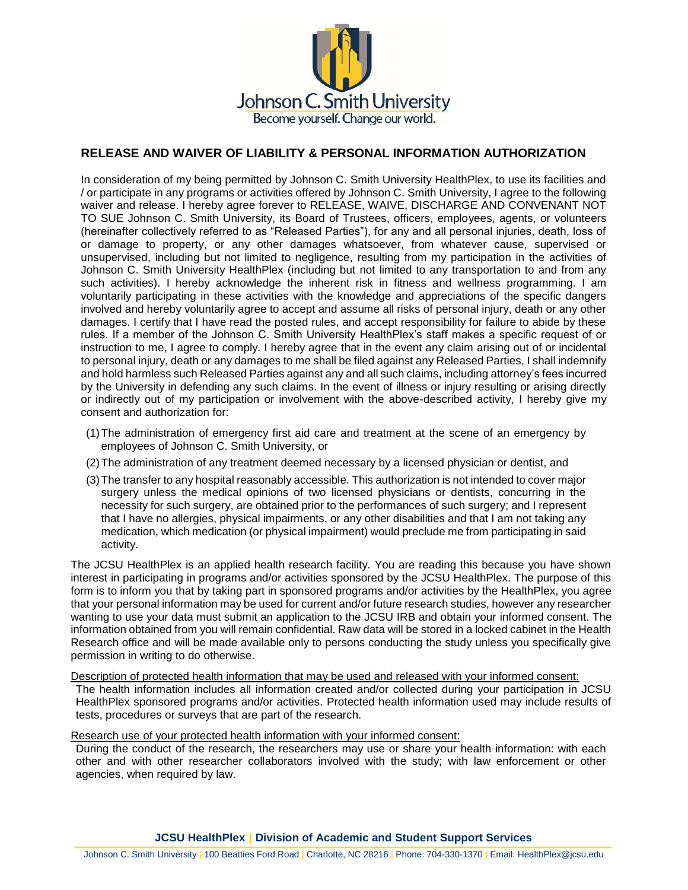Johnson C. Smith University
Become yourself. Change our world.

## RELEASE AND WAIVER OF LIABILITY & PERSONAL INFORMATION AUTHORIZATION

In consideration of my being permitted by Johnson C. Smith University HealthPlex, to use its facilities and / or participate in any programs or activities offered by Johnson C. Smith University, I agree to the following waiver and release. I hereby agree forever to RELEASE, WAIVE, DISCHARGE AND CONVENANT NOT TO SUE Johnson C. Smith University, its Board of Trustees, officers, employees, agents, or volunteers (hereinafter collectively referred to as "Released Parties"), for any and all personal injuries, death, loss of or damage to property, or any other damages whatsoever, from whatever cause, supervised or unsupervised, including but not limited to negligence, resulting from my participation in the activities of Johnson C. Smith University HealthPlex (including but not limited to any transportation to and from any such activities). I hereby acknowledge the inherent risk in fitness and wellness programming. I am voluntarily participating in these activities with the knowledge and appreciations of the specific dangers involved and hereby voluntarily agree to accept and assume all risks of personal injury, death or any other damages. I certify that I have read the posted rules, and accept responsibility for failure to abide by these rules. If a member of the Johnson C. Smith University HealthPlex's staff makes a specific request of or instruction to me, I agree to comply. I hereby agree that in the event any claim arising out of or incidental to personal injury, death or any damages to me shall be filed against any Released Parties, I shall indemnify and hold harmless such Released Parties against any and all such claims, including attorney's fees incurred by the University in defending any such claims. In the event of illness or injury resulting or arising directly or indirectly out of my participation or involvement with the above-described activity, I hereby give my consent and authorization for:

(1) The administration of emergency first aid care and treatment at the scene of an emergency by employees of Johnson C. Smith University, or

(2) The administration of any treatment deemed necessary by a licensed physician or dentist, and

(3) The transfer to any hospital reasonably accessible. This authorization is not intended to cover major surgery unless the medical opinions of two licensed physicians or dentists, concurring in the necessity for such surgery, are obtained prior to the performances of such surgery; and I represent that I have no allergies, physical impairments, or any other disabilities and that I am not taking any medication, which medication (or physical impairment) would preclude me from participating in said activity.

The JCSU HealthPlex is an applied health research facility. You are reading this because you have shown interest in participating in programs and/or activities sponsored by the JCSU HealthPlex. The purpose of this form is to inform you that by taking part in sponsored programs and/or activities by the HealthPlex, you agree that your personal information may be used for current and/or future research studies, however any researcher wanting to use your data must submit an application to the JCSU IRB and obtain your informed consent. The information obtained from you will remain confidential. Raw data will be stored in a locked cabinet in the Health Research office and will be made available only to persons conducting the study unless you specifically give permission in writing to do otherwise.

<u>Description of protected health information that may be used and released with your informed consent:</u>

The health information includes all information created and/or collected during your participation in JCSU HealthPlex sponsored programs and/or activities. Protected health information used may include results of tests, procedures or surveys that are part of the research.

<u>Research use of your protected health information with your informed consent:</u>

During the conduct of the research, the researchers may use or share your health information: with each other and with other researcher collaborators involved with the study; with law enforcement or other agencies, when required by law.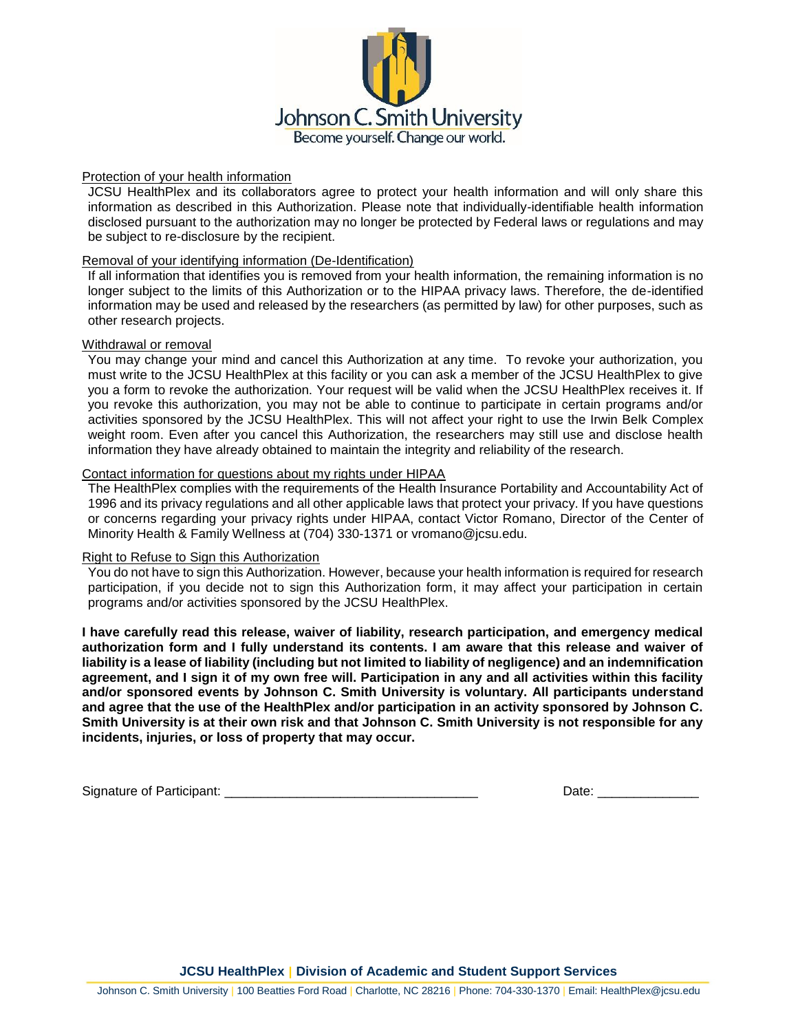Johnson C. Smith University

Become yourself. Change our world.

Protection of your health information

JCSU HealthPlex and its collaborators agree to protect your health information and will only share this information as described in this Authorization. Please note that individually-identifiable health information disclosed pursuant to the authorization may no longer be protected by Federal laws or regulations and may be subject to re-disclosure by the recipient.

Removal of your identifying information (De-Identification)

If all information that identifies you is removed from your health information, the remaining information is no longer subject to the limits of this Authorization or to the HIPAA privacy laws. Therefore, the de-identified information may be used and released by the researchers (as permitted by law) for other purposes, such as other research projects.

Withdrawal or removal

You may change your mind and cancel this Authorization at any time. To revoke your authorization, you must write to the JCSU HealthPlex at this facility or you can ask a member of the JCSU HealthPlex to give you a form to revoke the authorization. Your request will be valid when the JCSU HealthPlex receives it. If you revoke this authorization, you may not be able to continue to participate in certain programs and/or activities sponsored by the JCSU HealthPlex. This will not affect your right to use the Irwin Belk Complex weight room. Even after you cancel this Authorization, the researchers may still use and disclose health information they have already obtained to maintain the integrity and reliability of the research.

Contact information for questions about my rights under HIPAA

The HealthPlex complies with the requirements of the Health Insurance Portability and Accountability Act of 1996 and its privacy regulations and all other applicable laws that protect your privacy. If you have questions or concerns regarding your privacy rights under HIPAA, contact Victor Romano, Director of the Center of Minority Health & Family Wellness at (704) 330-1371 or vromano@jcsu.edu.

Right to Refuse to Sign this Authorization

You do not have to sign this Authorization. However, because your health information is required for research participation, if you decide not to sign this Authorization form, it may affect your participation in certain programs and/or activities sponsored by the JCSU HealthPlex.

**I have carefully read this release, waiver of liability, research participation, and emergency medical authorization form and I fully understand its contents. I am aware that this release and waiver of liability is a lease of liability (including but not limited to liability of negligence) and an indemnification agreement, and I sign it of my own free will. Participation in any and all activities within this facility and/or sponsored events by Johnson C. Smith University is voluntary. All participants understand and agree that the use of the HealthPlex and/or participation in an activity sponsored by Johnson C. Smith University is at their own risk and that Johnson C. Smith University is not responsible for any incidents, injuries, or loss of property that may occur.**

Signature of Participant: ___________________________________ Date: ______________